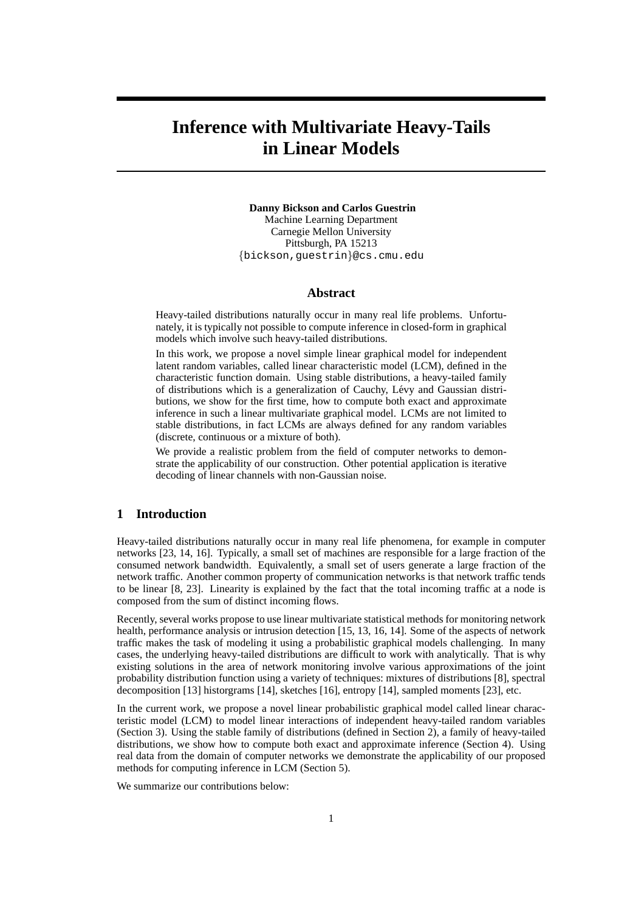# Inference with Multivariate Heavy-Tails in Linear Models

**Danny Bickson and Carlos Guestrin**
Machine Learning Department
Carnegie Mellon University
Pittsburgh, PA 15213
{bickson,guestrin}@cs.cmu.edu

## Abstract

Heavy-tailed distributions naturally occur in many real life problems. Unfortunately, it is typically not possible to compute inference in closed-form in graphical models which involve such heavy-tailed distributions.

In this work, we propose a novel simple linear graphical model for independent latent random variables, called linear characteristic model (LCM), defined in the characteristic function domain. Using stable distributions, a heavy-tailed family of distributions which is a generalization of Cauchy, Lévy and Gaussian distributions, we show for the first time, how to compute both exact and approximate inference in such a linear multivariate graphical model. LCMs are not limited to stable distributions, in fact LCMs are always defined for any random variables (discrete, continuous or a mixture of both).

We provide a realistic problem from the field of computer networks to demonstrate the applicability of our construction. Other potential application is iterative decoding of linear channels with non-Gaussian noise.

## 1 Introduction

Heavy-tailed distributions naturally occur in many real life phenomena, for example in computer networks [23, 14, 16]. Typically, a small set of machines are responsible for a large fraction of the consumed network bandwidth. Equivalently, a small set of users generate a large fraction of the network traffic. Another common property of communication networks is that network traffic tends to be linear [8, 23]. Linearity is explained by the fact that the total incoming traffic at a node is composed from the sum of distinct incoming flows.

Recently, several works propose to use linear multivariate statistical methods for monitoring network health, performance analysis or intrusion detection [15, 13, 16, 14]. Some of the aspects of network traffic makes the task of modeling it using a probabilistic graphical models challenging. In many cases, the underlying heavy-tailed distributions are difficult to work with analytically. That is why existing solutions in the area of network monitoring involve various approximations of the joint probability distribution function using a variety of techniques: mixtures of distributions [8], spectral decomposition [13] historgrams [14], sketches [16], entropy [14], sampled moments [23], etc.

In the current work, we propose a novel linear probabilistic graphical model called linear characteristic model (LCM) to model linear interactions of independent heavy-tailed random variables (Section 3). Using the stable family of distributions (defined in Section 2), a family of heavy-tailed distributions, we show how to compute both exact and approximate inference (Section 4). Using real data from the domain of computer networks we demonstrate the applicability of our proposed methods for computing inference in LCM (Section 5).

We summarize our contributions below: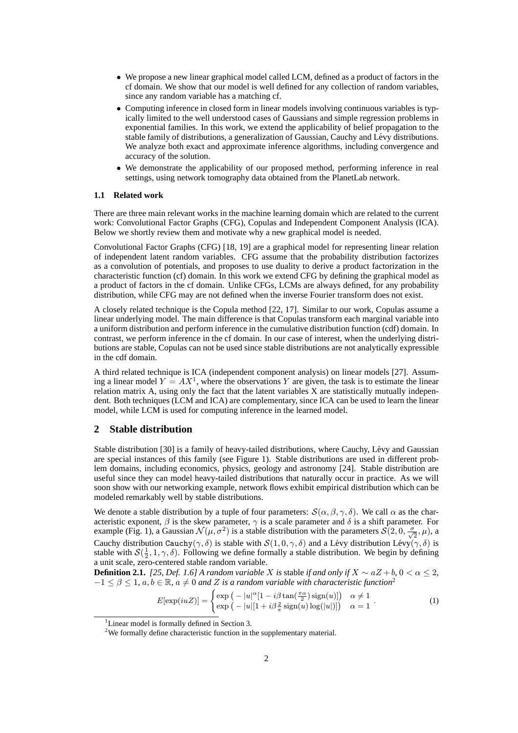- We propose a new linear graphical model called LCM, defined as a product of factors in the cf domain. We show that our model is well defined for any collection of random variables, since any random variable has a matching cf.
- Computing inference in closed form in linear models involving continuous variables is typically limited to the well understood cases of Gaussians and simple regression problems in exponential families. In this work, we extend the applicability of belief propagation to the stable family of distributions, a generalization of Gaussian, Cauchy and Lévy distributions. We analyze both exact and approximate inference algorithms, including convergence and accuracy of the solution.
- We demonstrate the applicability of our proposed method, performing inference in real settings, using network tomography data obtained from the PlanetLab network.

### 1.1 Related work

There are three main relevant works in the machine learning domain which are related to the current work: Convolutional Factor Graphs (CFG), Copulas and Independent Component Analysis (ICA). Below we shortly review them and motivate why a new graphical model is needed.

Convolutional Factor Graphs (CFG) [18, 19] are a graphical model for representing linear relation of independent latent random variables. CFG assume that the probability distribution factorizes as a convolution of potentials, and proposes to use duality to derive a product factorization in the characteristic function (cf) domain. In this work we extend CFG by defining the graphical model as a product of factors in the cf domain. Unlike CFGs, LCMs are always defined, for any probability distribution, while CFG may are not defined when the inverse Fourier transform does not exist.

A closely related technique is the Copula method [22, 17]. Similar to our work, Copulas assume a linear underlying model. The main difference is that Copulas transform each marginal variable into a uniform distribution and perform inference in the cumulative distribution function (cdf) domain. In contrast, we perform inference in the cf domain. In our case of interest, when the underlying distributions are stable, Copulas can not be used since stable distributions are not analytically expressible in the cdf domain.

A third related technique is ICA (independent component analysis) on linear models [27]. Assuming a linear model $Y = AX$[1], where the observations $Y$ are given, the task is to estimate the linear relation matrix A, using only the fact that the latent variables X are statistically mutually independent. Both techniques (LCM and ICA) are complementary, since ICA can be used to learn the linear model, while LCM is used for computing inference in the learned model.

## 2 Stable distribution

Stable distribution [30] is a family of heavy-tailed distributions, where Cauchy, Lévy and Gaussian are special instances of this family (see Figure 1). Stable distributions are used in different problem domains, including economics, physics, geology and astronomy [24]. Stable distribution are useful since they can model heavy-tailed distributions that naturally occur in practice. As we will soon show with our networking example, network flows exhibit empirical distribution which can be modeled remarkably well by stable distributions.

We denote a stable distribution by a tuple of four parameters: $\mathcal{S}(\alpha, \beta, \gamma, \delta)$. We call $\alpha$ as the characteristic exponent, $\beta$ is the skew parameter, $\gamma$ is a scale parameter and $\delta$ is a shift parameter. For example (Fig. 1), a Gaussian $\mathcal{N}(\mu, \sigma^2)$ is a stable distribution with the parameters $\mathcal{S}(2, 0, \frac{\sigma}{\sqrt{2}}, \mu)$, a Cauchy distribution $\texttt{Cauchy}(\gamma, \delta)$ is stable with $\mathcal{S}(1, 0, \gamma, \delta)$ and a Lévy distribution $\text{Lévy}(\gamma, \delta)$ is stable with $\mathcal{S}(\frac{1}{2}, 1, \gamma, \delta)$. Following we define formally a stable distribution. We begin by defining a unit scale, zero-centered stable random variable.

**Definition 2.1.** *[25, Def. 1.6] A random variable $X$ is* stable *if and only if $X \sim aZ + b$, $0 < \alpha \leq 2$, $-1 \leq \beta \leq 1$, $a, b \in \mathbb{R}$, $a \neq 0$ and $Z$ is a random variable with characteristic function*[2]

$$E[\exp(iuZ)] = \begin{cases} \exp\left(-|u|^{\alpha}[1 - i\beta \tan(\frac{\pi\alpha}{2}) \operatorname{sign}(u)]\right) & \alpha \neq 1 \\ \exp\left(-|u|[1 + i\beta \frac{2}{\pi} \operatorname{sign}(u) \log(|u|)]\right) & \alpha = 1 \end{cases}. \tag{1}$$

[1] Linear model is formally defined in Section 3.

[2] We formally define characteristic function in the supplementary material.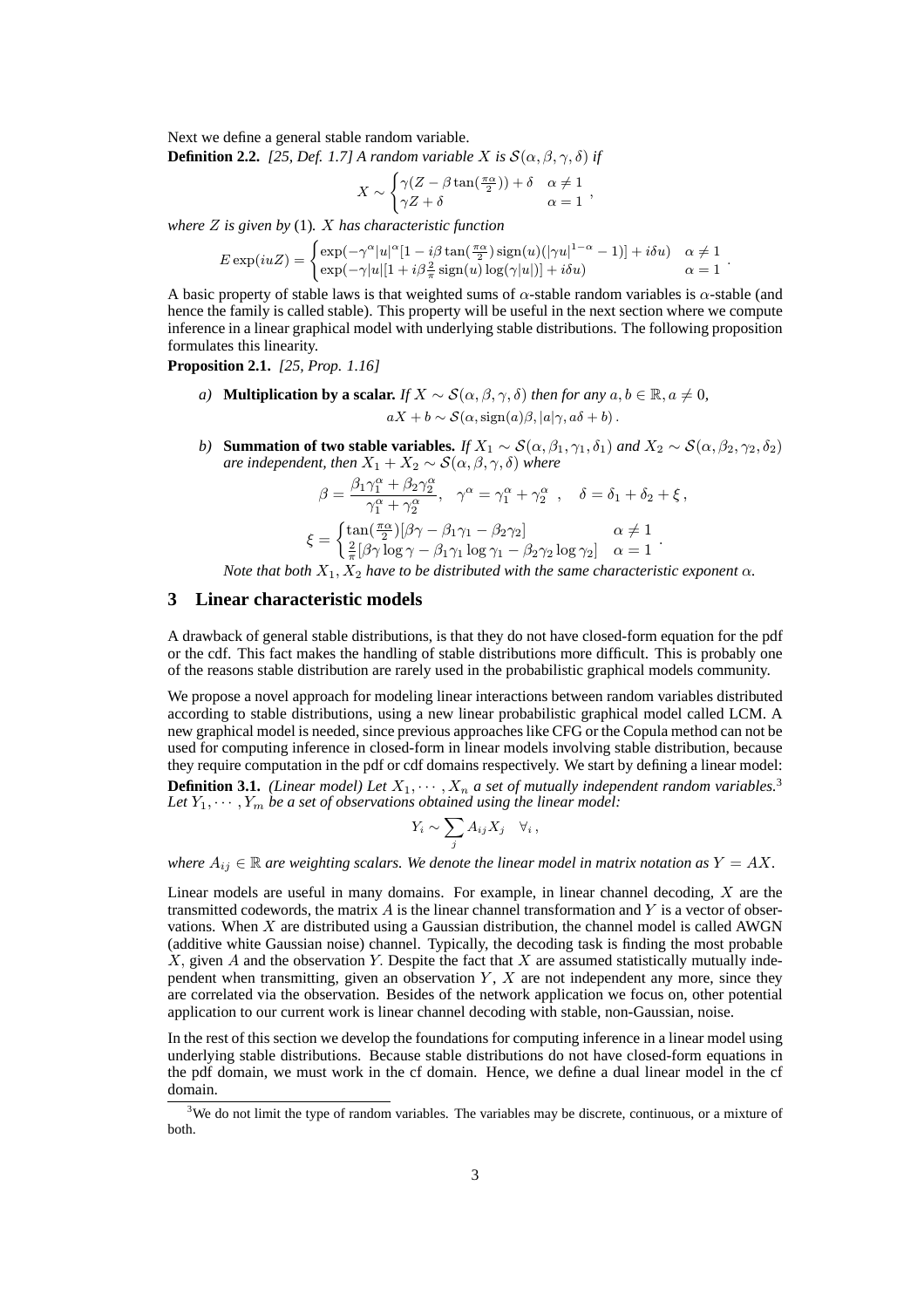Next we define a general stable random variable.

**Definition 2.2.** *[25, Def. 1.7] A random variable $X$ is $\mathcal{S}(\alpha, \beta, \gamma, \delta)$ if*

$$X \sim \begin{cases} \gamma(Z - \beta \tan(\frac{\pi\alpha}{2})) + \delta & \alpha \neq 1 \\ \gamma Z + \delta & \alpha = 1 \end{cases},$$

*where $Z$ is given by* (1)*. $X$ has characteristic function*

$$E\exp(iuZ) = \begin{cases} \exp(-\gamma^\alpha |u|^\alpha [1 - i\beta \tan(\frac{\pi\alpha}{2}) \operatorname{sign}(u)(|\gamma u|^{1-\alpha} - 1)] + i\delta u) & \alpha \neq 1 \\ \exp(-\gamma |u| [1 + i\beta \frac{2}{\pi} \operatorname{sign}(u) \log(\gamma |u|)] + i\delta u) & \alpha = 1 \end{cases}.$$

A basic property of stable laws is that weighted sums of $\alpha$-stable random variables is $\alpha$-stable (and hence the family is called stable). This property will be useful in the next section where we compute inference in a linear graphical model with underlying stable distributions. The following proposition formulates this linearity.

**Proposition 2.1.** *[25, Prop. 1.16]*

*a)* **Multiplication by a scalar.** *If $X \sim \mathcal{S}(\alpha, \beta, \gamma, \delta)$ then for any $a, b \in \mathbb{R}, a \neq 0$,*

$$aX + b \sim \mathcal{S}(\alpha, \operatorname{sign}(a)\beta, |a|\gamma, a\delta + b).$$

*b)* **Summation of two stable variables.** *If $X_1 \sim \mathcal{S}(\alpha, \beta_1, \gamma_1, \delta_1)$ and $X_2 \sim \mathcal{S}(\alpha, \beta_2, \gamma_2, \delta_2)$ are independent, then $X_1 + X_2 \sim \mathcal{S}(\alpha, \beta, \gamma, \delta)$ where*

$$\beta = \frac{\beta_1 \gamma_1^\alpha + \beta_2 \gamma_2^\alpha}{\gamma_1^\alpha + \gamma_2^\alpha}, \quad \gamma^\alpha = \gamma_1^\alpha + \gamma_2^\alpha \quad, \quad \delta = \delta_1 + \delta_2 + \xi\,,$$

$$\xi = \begin{cases} \tan(\frac{\pi\alpha}{2})[\beta\gamma - \beta_1\gamma_1 - \beta_2\gamma_2] & \alpha \neq 1 \\ \frac{2}{\pi}[\beta\gamma \log\gamma - \beta_1\gamma_1 \log\gamma_1 - \beta_2\gamma_2 \log\gamma_2] & \alpha = 1 \end{cases}.$$

*Note that both $X_1, X_2$ have to be distributed with the same characteristic exponent $\alpha$.*

## 3 Linear characteristic models

A drawback of general stable distributions, is that they do not have closed-form equation for the pdf or the cdf. This fact makes the handling of stable distributions more difficult. This is probably one of the reasons stable distribution are rarely used in the probabilistic graphical models community.

We propose a novel approach for modeling linear interactions between random variables distributed according to stable distributions, using a new linear probabilistic graphical model called LCM. A new graphical model is needed, since previous approaches like CFG or the Copula method can not be used for computing inference in closed-form in linear models involving stable distribution, because they require computation in the pdf or cdf domains respectively. We start by defining a linear model:

**Definition 3.1.** *(Linear model) Let $X_1, \cdots, X_n$ a set of mutually independent random variables.*[3] *Let $Y_1, \cdots, Y_m$ be a set of observations obtained using the linear model:*

$$Y_i \sim \sum_j A_{ij} X_j \quad \forall_i\,,$$

*where $A_{ij} \in \mathbb{R}$ are weighting scalars. We denote the linear model in matrix notation as $Y = AX$.*

Linear models are useful in many domains. For example, in linear channel decoding, $X$ are the transmitted codewords, the matrix $A$ is the linear channel transformation and $Y$ is a vector of observations. When $X$ are distributed using a Gaussian distribution, the channel model is called AWGN (additive white Gaussian noise) channel. Typically, the decoding task is finding the most probable $X$, given $A$ and the observation $Y$. Despite the fact that $X$ are assumed statistically independent when transmitting, given an observation $Y$, $X$ are not independent any more, since they are correlated via the observation. Besides of the network application we focus on, other potential application to our current work is linear channel decoding with stable, non-Gaussian, noise.

In the rest of this section we develop the foundations for computing inference in a linear model using underlying stable distributions. Because stable distributions do not have closed-form equations in the pdf domain, we must work in the cf domain. Hence, we define a dual linear model in the cf domain.

[3] We do not limit the type of random variables. The variables may be discrete, continuous, or a mixture of both.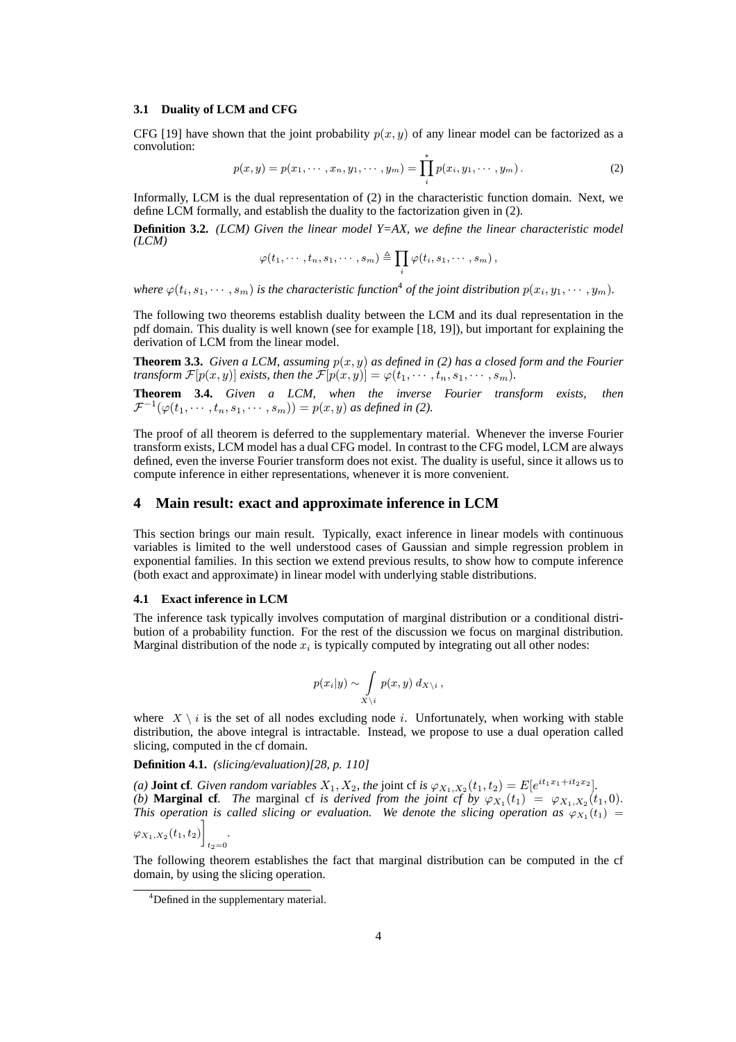### 3.1 Duality of LCM and CFG

CFG [19] have shown that the joint probability $p(x, y)$ of any linear model can be factorized as a convolution:

$$p(x, y) = p(x_1, \cdots, x_n, y_1, \cdots, y_m) = \prod_i^* p(x_i, y_1, \cdots, y_m). \tag{2}$$

Informally, LCM is the dual representation of (2) in the characteristic function domain. Next, we define LCM formally, and establish the duality to the factorization given in (2).

**Definition 3.2.** *(LCM) Given the linear model Y=AX, we define the linear characteristic model (LCM)*

$$\varphi(t_1, \cdots, t_n, s_1, \cdots, s_m) \triangleq \prod_i \varphi(t_i, s_1, \cdots, s_m),$$

*where $\varphi(t_i, s_1, \cdots, s_m)$ is the characteristic function*[4] *of the joint distribution $p(x_i, y_1, \cdots, y_m)$.*

The following two theorems establish duality between the LCM and its dual representation in the pdf domain. This duality is well known (see for example [18, 19]), but important for explaining the derivation of LCM from the linear model.

**Theorem 3.3.** *Given a LCM, assuming $p(x, y)$ as defined in (2) has a closed form and the Fourier transform $\mathcal{F}[p(x, y)]$ exists, then the $\mathcal{F}[p(x, y)] = \varphi(t_1, \cdots, t_n, s_1, \cdots, s_m)$.*

**Theorem 3.4.** *Given a LCM, when the inverse Fourier transform exists, then $\mathcal{F}^{-1}(\varphi(t_1, \cdots, t_n, s_1, \cdots, s_m)) = p(x, y)$ as defined in (2).*

The proof of all theorem is deferred to the supplementary material. Whenever the inverse Fourier transform exists, LCM model has a dual CFG model. In contrast to the CFG model, LCM are always defined, even the inverse Fourier transform does not exist. The duality is useful, since it allows us to compute inference in either representations, whenever it is more convenient.

## 4 Main result: exact and approximate inference in LCM

This section brings our main result. Typically, exact inference in linear models with continuous variables is limited to the well understood cases of Gaussian and simple regression problem in exponential families. In this section we extend previous results, to show how to compute inference (both exact and approximate) in linear model with underlying stable distributions.

### 4.1 Exact inference in LCM

The inference task typically involves computation of marginal distribution or a conditional distribution of a probability function. For the rest of the discussion we focus on marginal distribution. Marginal distribution of the node $x_i$ is typically computed by integrating out all other nodes:

$$p(x_i|y) \sim \int_{X \setminus i} p(x, y) \, d_{X \setminus i},$$

where $X \setminus i$ is the set of all nodes excluding node $i$. Unfortunately, when working with stable distribution, the above integral is intractable. Instead, we propose to use a dual operation called slicing, computed in the cf domain.

**Definition 4.1.** *(slicing/evaluation)[28, p. 110]*

*(a)* **Joint cf***. Given random variables $X_1, X_2$, the* joint cf *is $\varphi_{X_1,X_2}(t_1, t_2) = E[e^{it_1x_1 + it_2x_2}]$.*
*(b)* **Marginal cf***. The* marginal cf *is derived from the joint cf by $\varphi_{X_1}(t_1) = \varphi_{X_1,X_2}(t_1, 0)$. This operation is called slicing or evaluation. We denote the slicing operation as $\varphi_{X_1}(t_1) = \varphi_{X_1,X_2}(t_1, t_2)\Big]_{t_2=0}$.*

The following theorem establishes the fact that marginal distribution can be computed in the cf domain, by using the slicing operation.

[4] Defined in the supplementary material.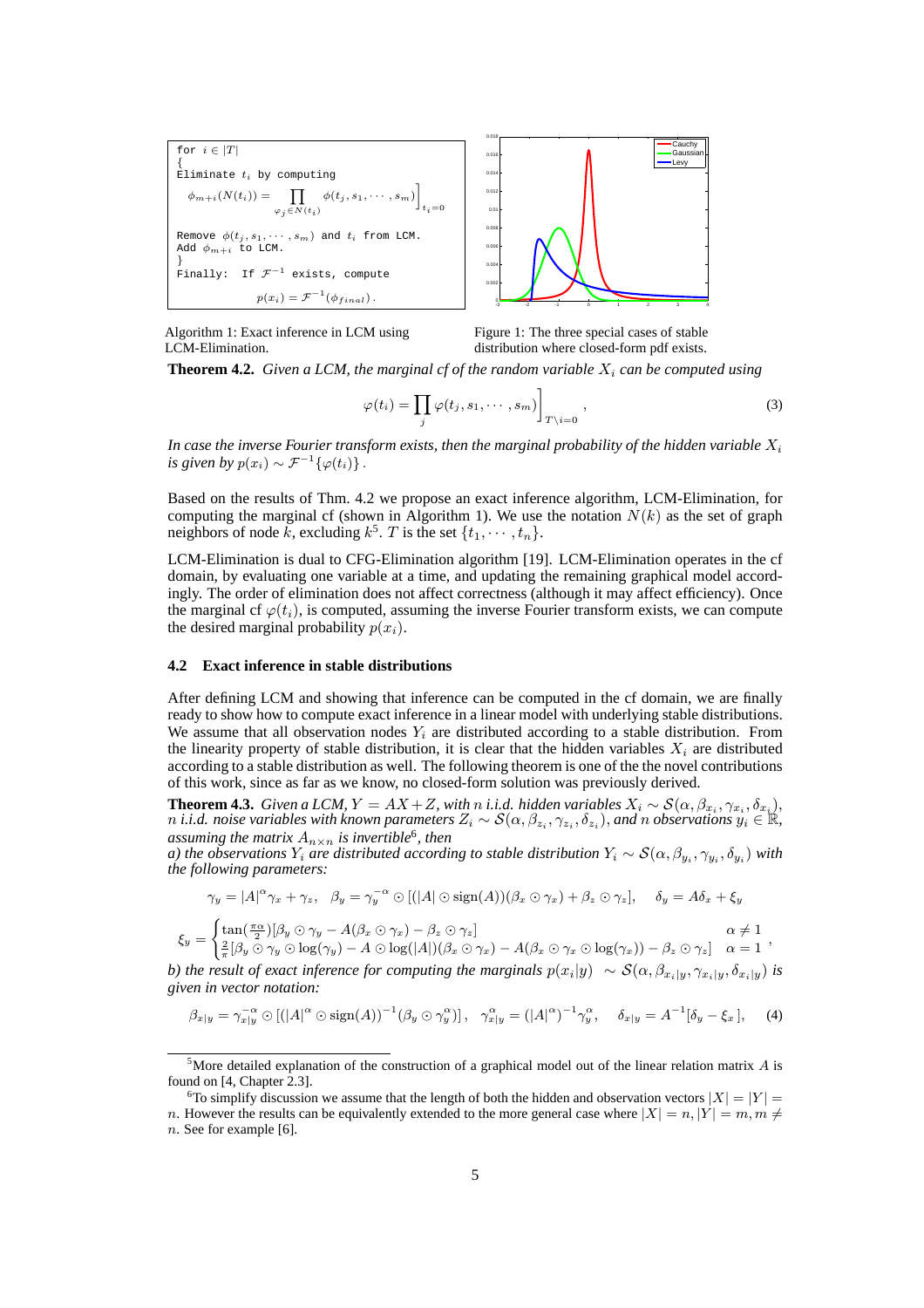```
for i ∈ |T|
{
Eliminate t_i by computing
    φ_{m+i}(N(t_i)) = ∏_{φ_j ∈ N(t_i)} φ(t_j, s_1, ··· , s_m) ]_{t_i=0}

Remove φ(t_j, s_1, ··· , s_m) and t_i from LCM.
Add φ_{m+i} to LCM.
}
Finally:  If F^{-1} exists, compute
    p(x_i) = F^{-1}(φ_final).
```

Algorithm 1: Exact inference in LCM using LCM-Elimination.

Figure 1: The three special cases of stable distribution where closed-form pdf exists.

**Theorem 4.2.** *Given a LCM, the marginal cf of the random variable $X_i$ can be computed using*

$$\varphi(t_i) = \prod_j \varphi(t_j, s_1, \cdots, s_m)\Big]_{T\setminus i=0}, \tag{3}$$

*In case the inverse Fourier transform exists, then the marginal probability of the hidden variable $X_i$ is given by $p(x_i) \sim \mathcal{F}^{-1}\{\varphi(t_i)\}$.*

Based on the results of Thm. 4.2 we propose an exact inference algorithm, LCM-Elimination, for computing the marginal cf (shown in Algorithm 1). We use the notation $N(k)$ as the set of graph neighbors of node $k$, excluding $k$[5]. $T$ is the set $\{t_1, \cdots, t_n\}$.

LCM-Elimination is dual to CFG-Elimination algorithm [19]. LCM-Elimination operates in the cf domain, by evaluating one variable at a time, and updating the remaining graphical model accordingly. The order of elimination does not affect correctness (although it may affect efficiency). Once the marginal cf $\varphi(t_i)$, is computed, assuming the inverse Fourier transform exists, we can compute the desired marginal probability $p(x_i)$.

### 4.2 Exact inference in stable distributions

After defining LCM and showing that inference can be computed in the cf domain, we are finally ready to show how to compute exact inference in a linear model with underlying stable distributions. We assume that all observation nodes $Y_i$ are distributed according to a stable distribution. From the linearity property of stable distribution, it is clear that the hidden variables $X_i$ are distributed according to a stable distribution as well. The following theorem is one of the the novel contributions of this work, since as far as we know, no closed-form solution was previously derived.

**Theorem 4.3.** *Given a LCM, $Y = AX + Z$, with $n$ i.i.d. hidden variables $X_i \sim \mathcal{S}(\alpha, \beta_{x_i}, \gamma_{x_i}, \delta_{x_i})$, $n$ i.i.d. noise variables with known parameters $Z_i \sim \mathcal{S}(\alpha, \beta_{z_i}, \gamma_{z_i}, \delta_{z_i})$, and $n$ observations $y_i \in \mathbb{R}$, assuming the matrix $A_{n\times n}$ is invertible*[6]*, then*
*a) the observations $Y_i$ are distributed according to stable distribution $Y_i \sim \mathcal{S}(\alpha, \beta_{y_i}, \gamma_{y_i}, \delta_{y_i})$ with the following parameters:*

$$\gamma_y = |A|^\alpha \gamma_x + \gamma_z, \quad \beta_y = \gamma_y^{-\alpha} \odot [(|A| \odot \operatorname{sign}(A))(\beta_x \odot \gamma_x) + \beta_z \odot \gamma_z], \quad \delta_y = A\delta_x + \xi_y$$

$$\xi_y = \begin{cases} \tan(\frac{\pi\alpha}{2})[\beta_y \odot \gamma_y - A(\beta_x \odot \gamma_x) - \beta_z \odot \gamma_z] & \alpha \neq 1 \\ \frac{2}{\pi}[\beta_y \odot \gamma_y \odot \log(\gamma_y) - A \odot \log(|A|)(\beta_x \odot \gamma_x) - A(\beta_x \odot \gamma_x \odot \log(\gamma_x)) - \beta_z \odot \gamma_z] & \alpha = 1 \end{cases},$$

*b) the result of exact inference for computing the marginals $p(x_i|y) \sim \mathcal{S}(\alpha, \beta_{x_i|y}, \gamma_{x_i|y}, \delta_{x_i|y})$ is given in vector notation:*

$$\beta_{x|y} = \gamma_{x|y}^{-\alpha} \odot [(|A|^\alpha \odot \operatorname{sign}(A))^{-1}(\beta_y \odot \gamma_y^\alpha)], \quad \gamma_{x|y}^\alpha = (|A|^\alpha)^{-1}\gamma_y^\alpha, \quad \delta_{x|y} = A^{-1}[\delta_y - \xi_x], \tag{4}$$

---

[5] More detailed explanation of the construction of a graphical model out of the linear relation matrix $A$ is found on [4, Chapter 2.3].

[6] To simplify discussion we assume that the length of both the hidden and observation vectors $|X| = |Y| = n$. However the results can be equivalently extended to the more general case where $|X| = n, |Y| = m, m \neq n$. See for example [6].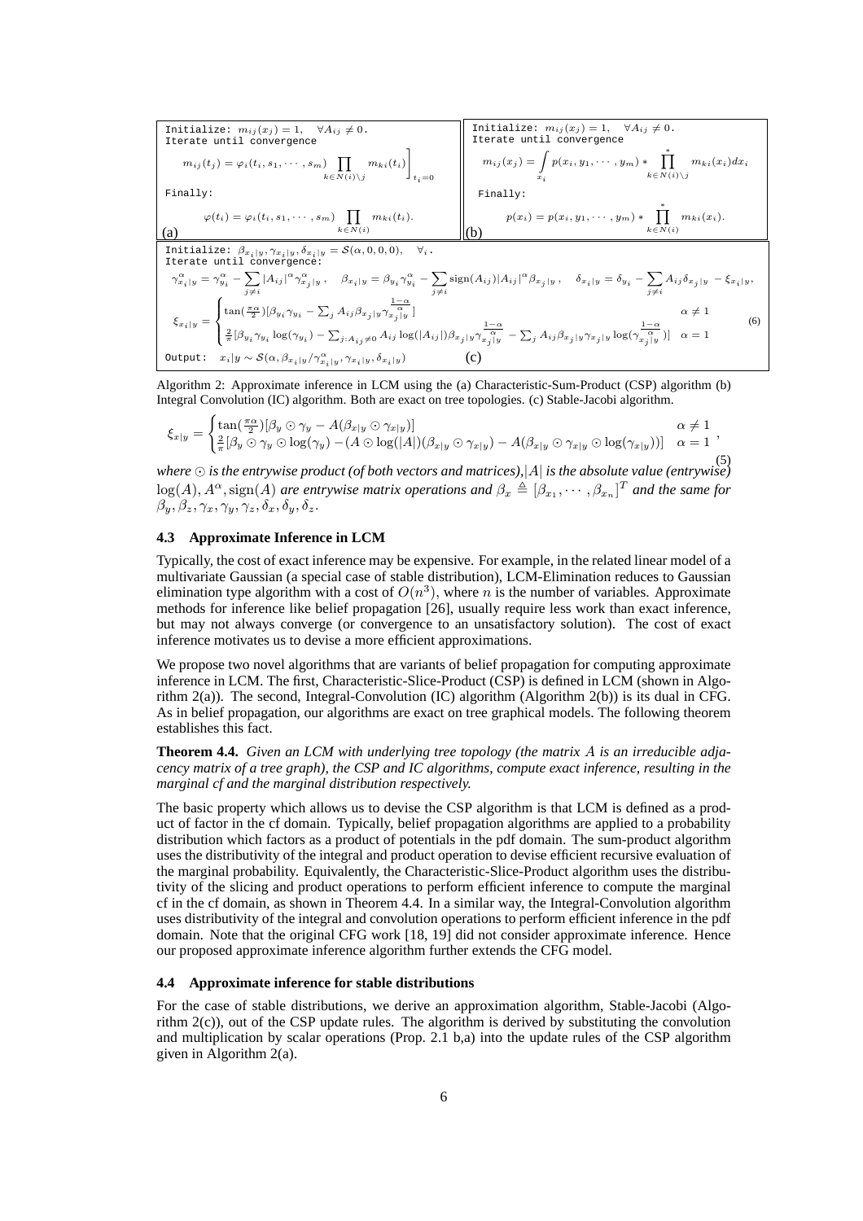(a)

```
Initialize: m_ij(x_j) = 1,   ∀A_ij ≠ 0.
Iterate until convergence
```

$$m_{ij}(t_j) = \varphi_i(t_i, s_1, \cdots, s_m) \prod_{k \in N(i) \setminus j} m_{ki}(t_i) \Bigg]_{t_i=0}$$

```
Finally:
```

$$\varphi(t_i) = \varphi_i(t_i, s_1, \cdots, s_m) \prod_{k \in N(i)} m_{ki}(t_i).$$

(b)

```
Initialize: m_ij(x_j) = 1,   ∀A_ij ≠ 0.
Iterate until convergence
```

$$m_{ij}(x_j) = \int_{x_i} p(x_i, y_1, \cdots, y_m) * \prod_{k \in N(i) \setminus j}^{*} m_{ki}(x_i) dx_i$$

```
Finally:
```

$$p(x_i) = p(x_i, y_1, \cdots, y_m) * \prod_{k \in N(i)}^{*} m_{ki}(x_i).$$

(c)

```
Initialize: β_{x_i|y}, γ_{x_i|y}, δ_{x_i|y} = S(α, 0, 0, 0),   ∀_i.
Iterate until convergence:
```

$$\gamma^{\alpha}_{x_i|y} = \gamma^{\alpha}_{y_i} - \sum_{j \neq i} |A_{ij}|^{\alpha} \gamma^{\alpha}_{x_j|y}, \quad \beta_{x_i|y} = \beta_{y_i}\gamma^{\alpha}_{y_i} - \sum_{j \neq i} \text{sign}(A_{ij})|A_{ij}|^{\alpha} \beta_{x_j|y}, \quad \delta_{x_i|y} = \delta_{y_i} - \sum_{j \neq i} A_{ij}\delta_{x_j|y} - \xi_{x_i|y},$$

$$\xi_{x_i|y} = \begin{cases} \tan(\frac{\pi\alpha}{2})[\beta_{y_i}\gamma_{y_i} - \sum_j A_{ij}\beta_{x_j|y}\gamma^{\frac{1-\alpha}{\alpha}}_{x_j|y}] & \alpha \neq 1 \\ \frac{2}{\pi}[\beta_{y_i}\gamma_{y_i}\log(\gamma_{y_i}) - \sum_{j:A_{ij} \neq 0} A_{ij}\log(|A_{ij}|)\beta_{x_j|y}\gamma^{\frac{1-\alpha}{\alpha}}_{x_j|y} - \sum_j A_{ij}\beta_{x_j|y}\gamma_{x_j|y}\log(\gamma^{\frac{1-\alpha}{\alpha}}_{x_j|y})] & \alpha = 1 \end{cases} \tag{6}$$

```
Output:  x_i|y ~ S(α, β_{x_i|y}/γ^α_{x_i|y}, γ_{x_i|y}, δ_{x_i|y})
```

Algorithm 2: Approximate inference in LCM using the (a) Characteristic-Sum-Product (CSP) algorithm (b) Integral Convolution (IC) algorithm. Both are exact on tree topologies. (c) Stable-Jacobi algorithm.

$$\xi_{x|y} = \begin{cases} \tan(\frac{\pi\alpha}{2})[\beta_y \odot \gamma_y - A(\beta_{x|y} \odot \gamma_{x|y})] & \alpha \neq 1 \\ \frac{2}{\pi}[\beta_y \odot \gamma_y \odot \log(\gamma_y) - (A \odot \log(|A|)(\beta_{x|y} \odot \gamma_{x|y}) - A(\beta_{x|y} \odot \gamma_{x|y} \odot \log(\gamma_{x|y}))] & \alpha = 1 \end{cases}, \tag{5}$$

*where $\odot$ is the entrywise product (of both vectors and matrices), $|A|$ is the absolute value (entrywise) $\log(A), A^{\alpha}, \text{sign}(A)$ are entrywise matrix operations and $\beta_x \triangleq [\beta_{x_1}, \cdots, \beta_{x_n}]^T$ and the same for $\beta_y, \beta_z, \gamma_x, \gamma_y, \gamma_z, \delta_x, \delta_y, \delta_z$.*

### 4.3 Approximate Inference in LCM

Typically, the cost of exact inference may be expensive. For example, in the related linear model of a multivariate Gaussian (a special case of stable distribution), LCM-Elimination reduces to Gaussian elimination type algorithm with a cost of $O(n^3)$, where $n$ is the number of variables. Approximate methods for inference like belief propagation [26], usually require less work than exact inference, but may not always converge (or convergence to an unsatisfactory solution). The cost of exact inference motivates us to devise a more efficient approximations.

We propose two novel algorithms that are variants of belief propagation for computing approximate inference in LCM. The first, Characteristic-Slice-Product (CSP) is defined in LCM (shown in Algorithm 2(a)). The second, Integral-Convolution (IC) algorithm (Algorithm 2(b)) is its dual in CFG. As in belief propagation, our algorithms are exact on tree graphical models. The following theorem establishes this fact.

**Theorem 4.4.** *Given an LCM with underlying tree topology (the matrix $A$ is an irreducible adjacency matrix of a tree graph), the CSP and IC algorithms, compute exact inference, resulting in the marginal cf and the marginal distribution respectively.*

The basic property which allows us to devise the CSP algorithm is that LCM is defined as a product of factor in the cf domain. Typically, belief propagation algorithms are applied to a probability distribution which factors as a product of potentials in the pdf domain. The sum-product algorithm uses the distributivity of the integral and product operation to devise efficient recursive evaluation of the marginal probability. Equivalently, the Characteristic-Slice-Product algorithm uses the distributivity of the slicing and product operations to perform efficient inference to compute the marginal cf in the cf domain, as shown in Theorem 4.4. In a similar way, the Integral-Convolution algorithm uses distributivity of the integral and convolution operations to perform efficient inference in the pdf domain. Note that the original CFG work [18, 19] did not consider approximate inference. Hence our proposed approximate inference algorithm further extends the CFG model.

### 4.4 Approximate inference for stable distributions

For the case of stable distributions, we derive an approximation algorithm, Stable-Jacobi (Algorithm 2(c)), out of the CSP update rules. The algorithm is derived by substituting the convolution and multiplication by scalar operations (Prop. 2.1 b,a) into the update rules of the CSP algorithm given in Algorithm 2(a).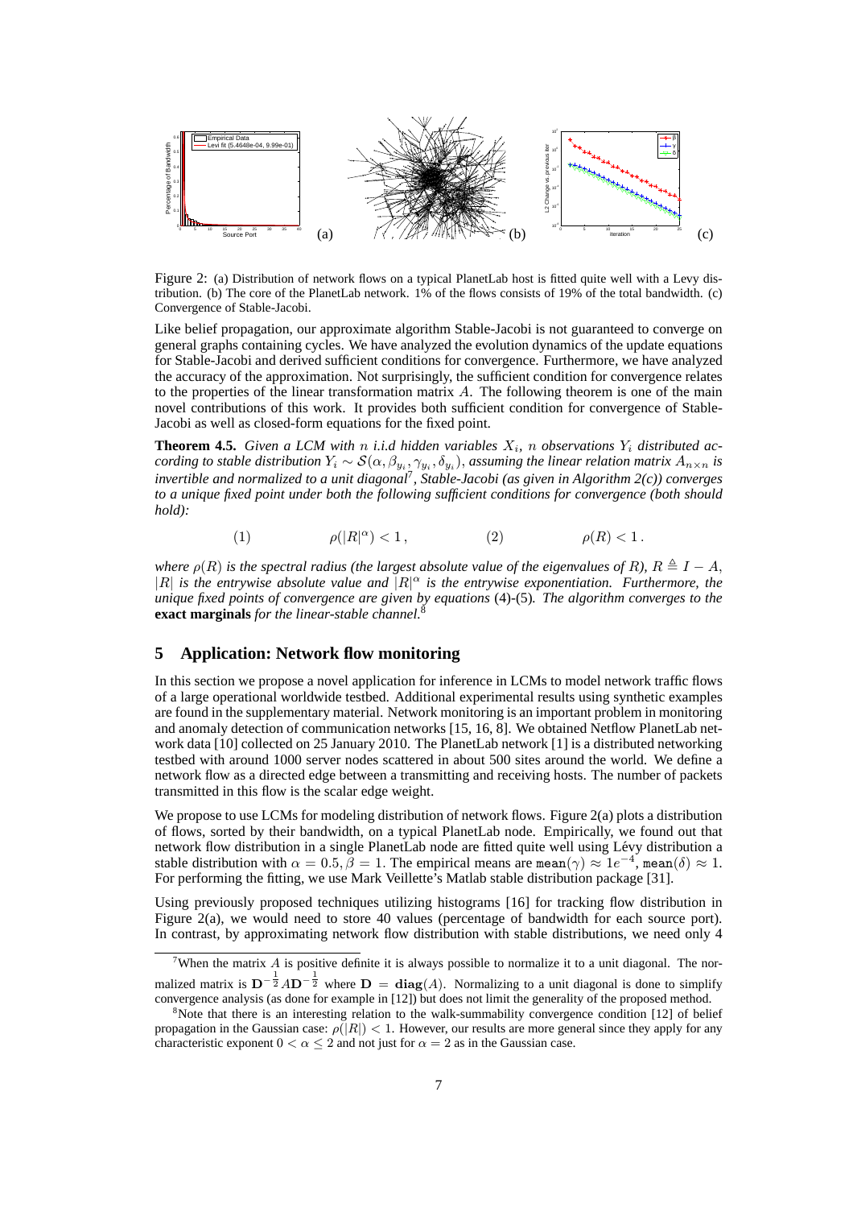Figure 2: (a) Distribution of network flows on a typical PlanetLab host is fitted quite well with a Levy distribution. (b) The core of the PlanetLab network. 1% of the flows consists of 19% of the total bandwidth. (c) Convergence of Stable-Jacobi.

Like belief propagation, our approximate algorithm Stable-Jacobi is not guaranteed to converge on general graphs containing cycles. We have analyzed the evolution dynamics of the update equations for Stable-Jacobi and derived sufficient conditions for convergence. Furthermore, we have analyzed the accuracy of the approximation. Not surprisingly, the sufficient condition for convergence relates to the properties of the linear transformation matrix $A$. The following theorem is one of the main novel contributions of this work. It provides both sufficient condition for convergence of Stable-Jacobi as well as closed-form equations for the fixed point.

**Theorem 4.5.** *Given a LCM with $n$ i.i.d hidden variables $X_i$, $n$ observations $Y_i$ distributed according to stable distribution $Y_i \sim \mathcal{S}(\alpha, \beta_{y_i}, \gamma_{y_i}, \delta_{y_i})$, assuming the linear relation matrix $A_{n \times n}$ is invertible and normalized to a unit diagonal[7], Stable-Jacobi (as given in Algorithm 2(c)) converges to a unique fixed point under both the following sufficient conditions for convergence (both should hold):*

$$(1) \qquad \rho(|R|^{\alpha}) < 1\,, \qquad\qquad (2) \qquad \rho(R) < 1\,.$$

*where $\rho(R)$ is the spectral radius (the largest absolute value of the eigenvalues of $R$), $R \triangleq I - A$, $|R|$ is the entrywise absolute value and $|R|^{\alpha}$ is the entrywise exponentiation. Furthermore, the unique fixed points of convergence are given by equations* (4)-(5)*. The algorithm converges to the* **exact marginals** *for the linear-stable channel.*[8]

## 5 Application: Network flow monitoring

In this section we propose a novel application for inference in LCMs to model network traffic flows of a large operational worldwide testbed. Additional experimental results using synthetic examples are found in the supplementary material. Network monitoring is an important problem in monitoring and anomaly detection of communication networks [15, 16, 8]. We obtained Netflow PlanetLab network data [10] collected on 25 January 2010. The PlanetLab network [1] is a distributed networking testbed with around 1000 server nodes scattered in about 500 sites around the world. We define a network flow as a directed edge between a transmitting and receiving hosts. The number of packets transmitted in this flow is the scalar edge weight.

We propose to use LCMs for modeling distribution of network flows. Figure 2(a) plots a distribution of flows, sorted by their bandwidth, on a typical PlanetLab node. Empirically, we found out that network flow distribution in a single PlanetLab node are fitted quite well using Lévy distribution a stable distribution with $\alpha = 0.5, \beta = 1$. The empirical means are $\texttt{mean}(\gamma) \approx 1e^{-4}$, $\texttt{mean}(\delta) \approx 1$. For performing the fitting, we use Mark Veillette's Matlab stable distribution package [31].

Using previously proposed techniques utilizing histograms [16] for tracking flow distribution in Figure 2(a), we would need to store 40 values (percentage of bandwidth for each source port). In contrast, by approximating network flow distribution with stable distributions, we need only 4

[7] When the matrix $A$ is positive definite it is always possible to normalize it to a unit diagonal. The normalized matrix is $\mathbf{D}^{-\frac{1}{2}} A \mathbf{D}^{-\frac{1}{2}}$ where $\mathbf{D} = \mathbf{diag}(A)$. Normalizing to a unit diagonal is done to simplify convergence analysis (as done for example in [12]) but does not limit the generality of the proposed method.

[8] Note that there is an interesting relation to the walk-summability convergence condition [12] of belief propagation in the Gaussian case: $\rho(|R|) < 1$. However, our results are more general since they apply for any characteristic exponent $0 < \alpha \leq 2$ and not just for $\alpha = 2$ as in the Gaussian case.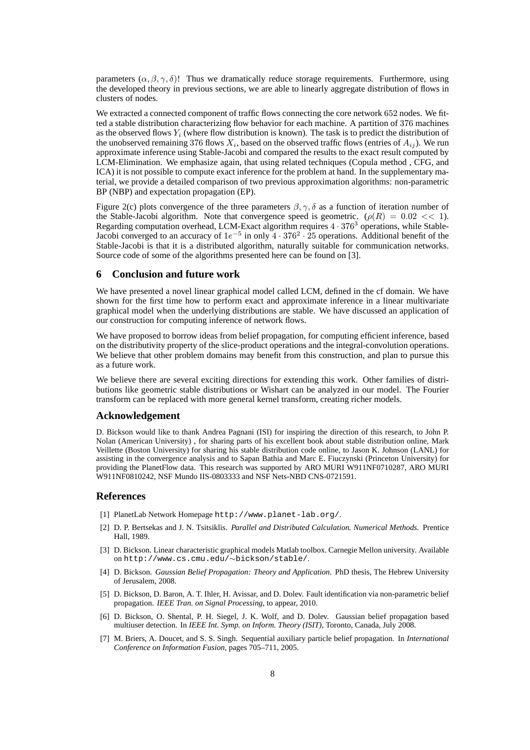parameters $(\alpha, \beta, \gamma, \delta)$! Thus we dramatically reduce storage requirements. Furthermore, using the developed theory in previous sections, we are able to linearly aggregate distribution of flows in clusters of nodes.

We extracted a connected component of traffic flows connecting the core network 652 nodes. We fitted a stable distribution characterizing flow behavior for each machine. A partition of 376 machines as the observed flows $Y_i$ (where flow distribution is known). The task is to predict the distribution of the unobserved remaining 376 flows $X_i$, based on the observed traffic flows (entries of $A_{ij}$). We run approximate inference using Stable-Jacobi and compared the results to the exact result computed by LCM-Elimination. We emphasize again, that using related techniques (Copula method , CFG, and ICA) it is not possible to compute exact inference for the problem at hand. In the supplementary material, we provide a detailed comparison of two previous approximation algorithms: non-parametric BP (NBP) and expectation propagation (EP).

Figure 2(c) plots convergence of the three parameters $\beta, \gamma, \delta$ as a function of iteration number of the Stable-Jacobi algorithm. Note that convergence speed is geometric. $(\rho(R) = 0.02 << 1)$. Regarding computation overhead, LCM-Exact algorithm requires $4 \cdot 376^3$ operations, while Stable-Jacobi converged to an accuracy of $1e^{-5}$ in only $4 \cdot 376^2 \cdot 25$ operations. Additional benefit of the Stable-Jacobi is that it is a distributed algorithm, naturally suitable for communication networks. Source code of some of the algorithms presented here can be found on [3].

## 6 Conclusion and future work

We have presented a novel linear graphical model called LCM, defined in the cf domain. We have shown for the first time how to perform exact and approximate inference in a linear multivariate graphical model when the underlying distributions are stable. We have discussed an application of our construction for computing inference of network flows.

We have proposed to borrow ideas from belief propagation, for computing efficient inference, based on the distributivity property of the slice-product operations and the integral-convolution operations. We believe that other problem domains may benefit from this construction, and plan to pursue this as a future work.

We believe there are several exciting directions for extending this work. Other families of distributions like geometric stable distributions or Wishart can be analyzed in our model. The Fourier transform can be replaced with more general kernel transform, creating richer models.

## Acknowledgement

D. Bickson would like to thank Andrea Pagnani (ISI) for inspiring the direction of this research, to John P. Nolan (American University) , for sharing parts of his excellent book about stable distribution online, Mark Veillette (Boston University) for sharing his stable distribution code online, to Jason K. Johnson (LANL) for assisting in the convergence analysis and to Sapan Bathia and Marc E. Fiuczynski (Princeton University) for providing the PlanetFlow data. This research was supported by ARO MURI W911NF0710287, ARO MURI W911NF0810242, NSF Mundo IIS-0803333 and NSF Nets-NBD CNS-0721591.

## References

[1] PlanetLab Network Homepage `http://www.planet-lab.org/`.

[2] D. P. Bertsekas and J. N. Tsitsiklis. *Parallel and Distributed Calculation. Numerical Methods.* Prentice Hall, 1989.

[3] D. Bickson. Linear characteristic graphical models Matlab toolbox. Carnegie Mellon university. Available on `http://www.cs.cmu.edu/~bickson/stable/`.

[4] D. Bickson. *Gaussian Belief Propagation: Theory and Application*. PhD thesis, The Hebrew University of Jerusalem, 2008.

[5] D. Bickson, D. Baron, A. T. Ihler, H. Avissar, and D. Dolev. Fault identification via non-parametric belief propagation. *IEEE Tran. on Signal Processing*, to appear, 2010.

[6] D. Bickson, O. Shental, P. H. Siegel, J. K. Wolf, and D. Dolev. Gaussian belief propagation based multiuser detection. In *IEEE Int. Symp. on Inform. Theory (ISIT)*, Toronto, Canada, July 2008.

[7] M. Briers, A. Doucet, and S. S. Singh. Sequential auxiliary particle belief propagation. In *International Conference on Information Fusion*, pages 705–711, 2005.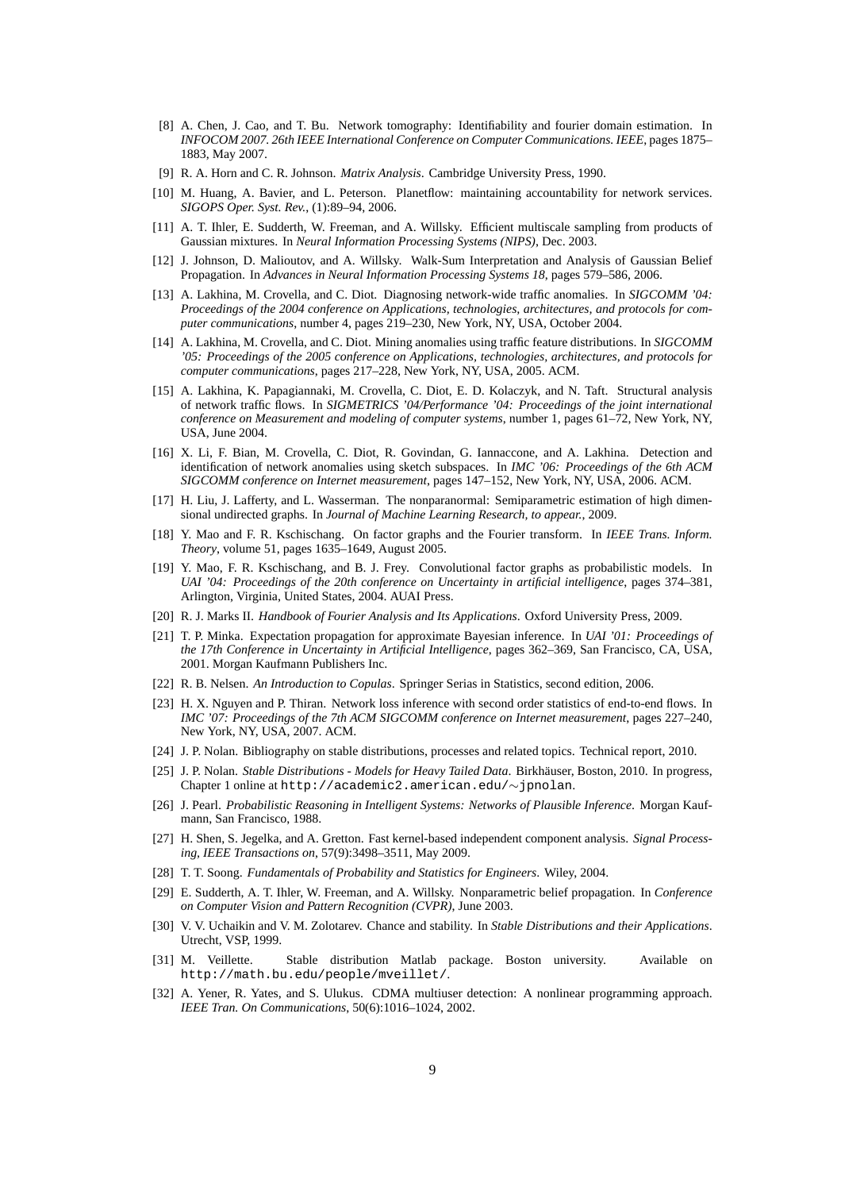[8] A. Chen, J. Cao, and T. Bu. Network tomography: Identifiability and fourier domain estimation. In *INFOCOM 2007. 26th IEEE International Conference on Computer Communications. IEEE*, pages 1875–1883, May 2007.

[9] R. A. Horn and C. R. Johnson. *Matrix Analysis*. Cambridge University Press, 1990.

[10] M. Huang, A. Bavier, and L. Peterson. Planetflow: maintaining accountability for network services. *SIGOPS Oper. Syst. Rev.*, (1):89–94, 2006.

[11] A. T. Ihler, E. Sudderth, W. Freeman, and A. Willsky. Efficient multiscale sampling from products of Gaussian mixtures. In *Neural Information Processing Systems (NIPS)*, Dec. 2003.

[12] J. Johnson, D. Malioutov, and A. Willsky. Walk-Sum Interpretation and Analysis of Gaussian Belief Propagation. In *Advances in Neural Information Processing Systems 18*, pages 579–586, 2006.

[13] A. Lakhina, M. Crovella, and C. Diot. Diagnosing network-wide traffic anomalies. In *SIGCOMM '04: Proceedings of the 2004 conference on Applications, technologies, architectures, and protocols for computer communications*, number 4, pages 219–230, New York, NY, USA, October 2004.

[14] A. Lakhina, M. Crovella, and C. Diot. Mining anomalies using traffic feature distributions. In *SIGCOMM '05: Proceedings of the 2005 conference on Applications, technologies, architectures, and protocols for computer communications*, pages 217–228, New York, NY, USA, 2005. ACM.

[15] A. Lakhina, K. Papagiannaki, M. Crovella, C. Diot, E. D. Kolaczyk, and N. Taft. Structural analysis of network traffic flows. In *SIGMETRICS '04/Performance '04: Proceedings of the joint international conference on Measurement and modeling of computer systems*, number 1, pages 61–72, New York, NY, USA, June 2004.

[16] X. Li, F. Bian, M. Crovella, C. Diot, R. Govindan, G. Iannaccone, and A. Lakhina. Detection and identification of network anomalies using sketch subspaces. In *IMC '06: Proceedings of the 6th ACM SIGCOMM conference on Internet measurement*, pages 147–152, New York, NY, USA, 2006. ACM.

[17] H. Liu, J. Lafferty, and L. Wasserman. The nonparanormal: Semiparametric estimation of high dimensional undirected graphs. In *Journal of Machine Learning Research, to appear.*, 2009.

[18] Y. Mao and F. R. Kschischang. On factor graphs and the Fourier transform. In *IEEE Trans. Inform. Theory*, volume 51, pages 1635–1649, August 2005.

[19] Y. Mao, F. R. Kschischang, and B. J. Frey. Convolutional factor graphs as probabilistic models. In *UAI '04: Proceedings of the 20th conference on Uncertainty in artificial intelligence*, pages 374–381, Arlington, Virginia, United States, 2004. AUAI Press.

[20] R. J. Marks II. *Handbook of Fourier Analysis and Its Applications*. Oxford University Press, 2009.

[21] T. P. Minka. Expectation propagation for approximate Bayesian inference. In *UAI '01: Proceedings of the 17th Conference in Uncertainty in Artificial Intelligence*, pages 362–369, San Francisco, CA, USA, 2001. Morgan Kaufmann Publishers Inc.

[22] R. B. Nelsen. *An Introduction to Copulas*. Springer Serias in Statistics, second edition, 2006.

[23] H. X. Nguyen and P. Thiran. Network loss inference with second order statistics of end-to-end flows. In *IMC '07: Proceedings of the 7th ACM SIGCOMM conference on Internet measurement*, pages 227–240, New York, NY, USA, 2007. ACM.

[24] J. P. Nolan. Bibliography on stable distributions, processes and related topics. Technical report, 2010.

[25] J. P. Nolan. *Stable Distributions - Models for Heavy Tailed Data*. Birkhäuser, Boston, 2010. In progress, Chapter 1 online at http://academic2.american.edu/∼jpnolan.

[26] J. Pearl. *Probabilistic Reasoning in Intelligent Systems: Networks of Plausible Inference*. Morgan Kaufmann, San Francisco, 1988.

[27] H. Shen, S. Jegelka, and A. Gretton. Fast kernel-based independent component analysis. *Signal Processing, IEEE Transactions on*, 57(9):3498–3511, May 2009.

[28] T. T. Soong. *Fundamentals of Probability and Statistics for Engineers*. Wiley, 2004.

[29] E. Sudderth, A. T. Ihler, W. Freeman, and A. Willsky. Nonparametric belief propagation. In *Conference on Computer Vision and Pattern Recognition (CVPR)*, June 2003.

[30] V. V. Uchaikin and V. M. Zolotarev. Chance and stability. In *Stable Distributions and their Applications*. Utrecht, VSP, 1999.

[31] M. Veillette. Stable distribution Matlab package. Boston university. Available on http://math.bu.edu/people/mveillet/.

[32] A. Yener, R. Yates, and S. Ulukus. CDMA multiuser detection: A nonlinear programming approach. *IEEE Tran. On Communications*, 50(6):1016–1024, 2002.